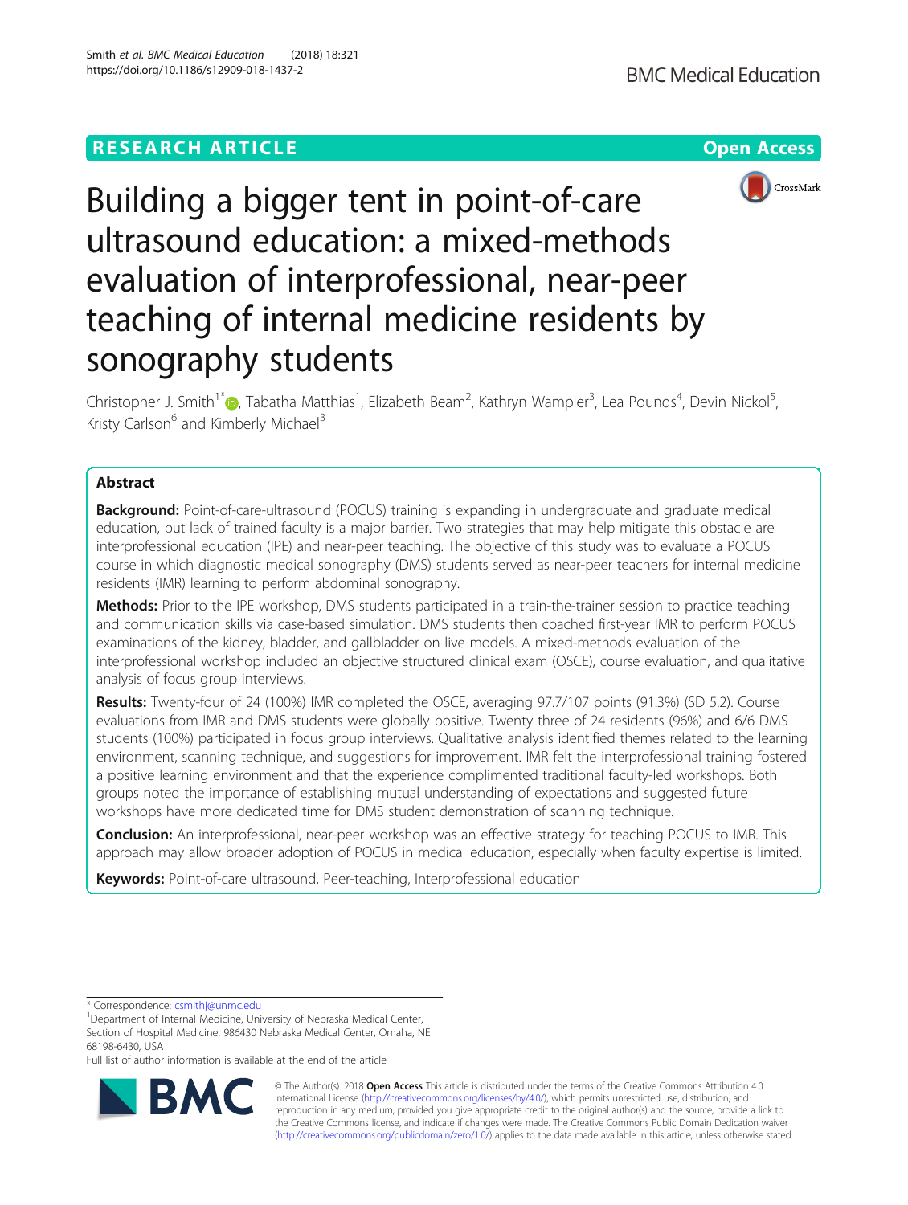RESEARCH ARTICLE

Open Access

# Building a bigger tent in point-of-care ultrasound education: a mixed-methods evaluation of interprofessional, near-peer teaching of internal medicine residents by sonography students

Christopher J. Smith[1*], Tabatha Matthias[1], Elizabeth Beam[2], Kathryn Wampler[3], Lea Pounds[4], Devin Nickol[5], Kristy Carlson[6] and Kimberly Michael[3]

## Abstract

**Background:** Point-of-care-ultrasound (POCUS) training is expanding in undergraduate and graduate medical education, but lack of trained faculty is a major barrier. Two strategies that may help mitigate this obstacle are interprofessional education (IPE) and near-peer teaching. The objective of this study was to evaluate a POCUS course in which diagnostic medical sonography (DMS) students served as near-peer teachers for internal medicine residents (IMR) learning to perform abdominal sonography.

**Methods:** Prior to the IPE workshop, DMS students participated in a train-the-trainer session to practice teaching and communication skills via case-based simulation. DMS students then coached first-year IMR to perform POCUS examinations of the kidney, bladder, and gallbladder on live models. A mixed-methods evaluation of the interprofessional workshop included an objective structured clinical exam (OSCE), course evaluation, and qualitative analysis of focus group interviews.

**Results:** Twenty-four of 24 (100%) IMR completed the OSCE, averaging 97.7/107 points (91.3%) (SD 5.2). Course evaluations from IMR and DMS students were globally positive. Twenty three of 24 residents (96%) and 6/6 DMS students (100%) participated in focus group interviews. Qualitative analysis identified themes related to the learning environment, scanning technique, and suggestions for improvement. IMR felt the interprofessional training fostered a positive learning environment and that the experience complimented traditional faculty-led workshops. Both groups noted the importance of establishing mutual understanding of expectations and suggested future workshops have more dedicated time for DMS student demonstration of scanning technique.

**Conclusion:** An interprofessional, near-peer workshop was an effective strategy for teaching POCUS to IMR. This approach may allow broader adoption of POCUS in medical education, especially when faculty expertise is limited.

**Keywords:** Point-of-care ultrasound, Peer-teaching, Interprofessional education

\* Correspondence: csmithj@unmc.edu

[1]Department of Internal Medicine, University of Nebraska Medical Center, Section of Hospital Medicine, 986430 Nebraska Medical Center, Omaha, NE 68198-6430, USA

Full list of author information is available at the end of the article

© The Author(s). 2018 **Open Access** This article is distributed under the terms of the Creative Commons Attribution 4.0 International License (http://creativecommons.org/licenses/by/4.0/), which permits unrestricted use, distribution, and reproduction in any medium, provided you give appropriate credit to the original author(s) and the source, provide a link to the Creative Commons license, and indicate if changes were made. The Creative Commons Public Domain Dedication waiver (http://creativecommons.org/publicdomain/zero/1.0/) applies to the data made available in this article, unless otherwise stated.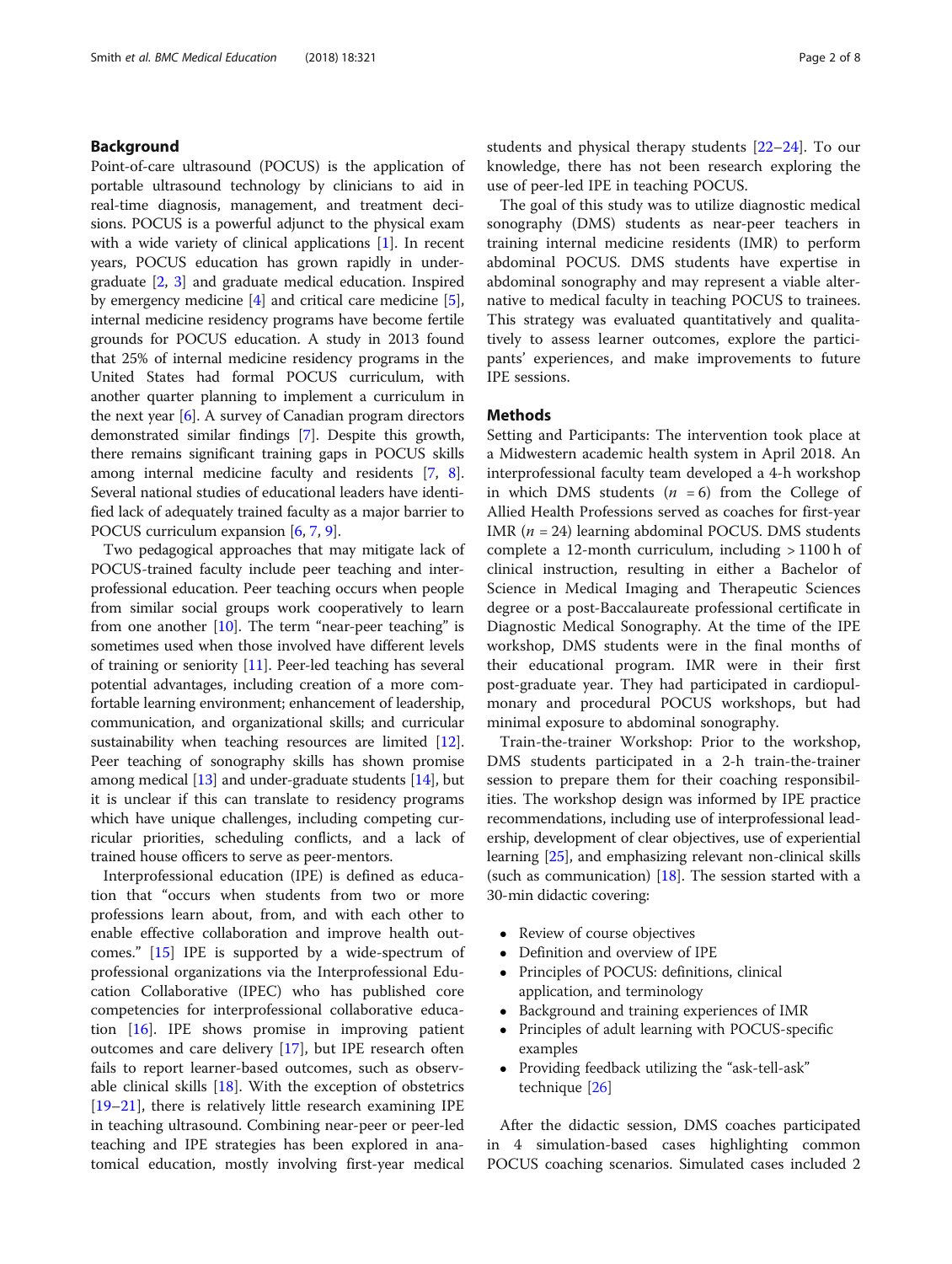## Background

Point-of-care ultrasound (POCUS) is the application of portable ultrasound technology by clinicians to aid in real-time diagnosis, management, and treatment decisions. POCUS is a powerful adjunct to the physical exam with a wide variety of clinical applications [1]. In recent years, POCUS education has grown rapidly in undergraduate [2, 3] and graduate medical education. Inspired by emergency medicine [4] and critical care medicine [5], internal medicine residency programs have become fertile grounds for POCUS education. A study in 2013 found that 25% of internal medicine residency programs in the United States had formal POCUS curriculum, with another quarter planning to implement a curriculum in the next year [6]. A survey of Canadian program directors demonstrated similar findings [7]. Despite this growth, there remains significant training gaps in POCUS skills among internal medicine faculty and residents [7, 8]. Several national studies of educational leaders have identified lack of adequately trained faculty as a major barrier to POCUS curriculum expansion [6, 7, 9].

Two pedagogical approaches that may mitigate lack of POCUS-trained faculty include peer teaching and interprofessional education. Peer teaching occurs when people from similar social groups work cooperatively to learn from one another [10]. The term "near-peer teaching" is sometimes used when those involved have different levels of training or seniority [11]. Peer-led teaching has several potential advantages, including creation of a more comfortable learning environment; enhancement of leadership, communication, and organizational skills; and curricular sustainability when teaching resources are limited [12]. Peer teaching of sonography skills has shown promise among medical [13] and under-graduate students [14], but it is unclear if this can translate to residency programs which have unique challenges, including competing curricular priorities, scheduling conflicts, and a lack of trained house officers to serve as peer-mentors.

Interprofessional education (IPE) is defined as education that "occurs when students from two or more professions learn about, from, and with each other to enable effective collaboration and improve health outcomes." [15] IPE is supported by a wide-spectrum of professional organizations via the Interprofessional Education Collaborative (IPEC) who has published core competencies for interprofessional collaborative education [16]. IPE shows promise in improving patient outcomes and care delivery [17], but IPE research often fails to report learner-based outcomes, such as observable clinical skills [18]. With the exception of obstetrics [19–21], there is relatively little research examining IPE in teaching ultrasound. Combining near-peer or peer-led teaching and IPE strategies has been explored in anatomical education, mostly involving first-year medical students and physical therapy students [22–24]. To our knowledge, there has not been research exploring the use of peer-led IPE in teaching POCUS.

The goal of this study was to utilize diagnostic medical sonography (DMS) students as near-peer teachers in training internal medicine residents (IMR) to perform abdominal POCUS. DMS students have expertise in abdominal sonography and may represent a viable alternative to medical faculty in teaching POCUS to trainees. This strategy was evaluated quantitatively and qualitatively to assess learner outcomes, explore the participants' experiences, and make improvements to future IPE sessions.

## Methods

Setting and Participants: The intervention took place at a Midwestern academic health system in April 2018. An interprofessional faculty team developed a 4-h workshop in which DMS students ($n = 6$) from the College of Allied Health Professions served as coaches for first-year IMR ($n = 24$) learning abdominal POCUS. DMS students complete a 12-month curriculum, including > 1100 h of clinical instruction, resulting in either a Bachelor of Science in Medical Imaging and Therapeutic Sciences degree or a post-Baccalaureate professional certificate in Diagnostic Medical Sonography. At the time of the IPE workshop, DMS students were in the final months of their educational program. IMR were in their first post-graduate year. They had participated in cardiopulmonary and procedural POCUS workshops, but had minimal exposure to abdominal sonography.

Train-the-trainer Workshop: Prior to the workshop, DMS students participated in a 2-h train-the-trainer session to prepare them for their coaching responsibilities. The workshop design was informed by IPE practice recommendations, including use of interprofessional leadership, development of clear objectives, use of experiential learning [25], and emphasizing relevant non-clinical skills (such as communication) [18]. The session started with a 30-min didactic covering:

- Review of course objectives
- Definition and overview of IPE
- Principles of POCUS: definitions, clinical application, and terminology
- Background and training experiences of IMR
- Principles of adult learning with POCUS-specific examples
- Providing feedback utilizing the "ask-tell-ask" technique [26]

After the didactic session, DMS coaches participated in 4 simulation-based cases highlighting common POCUS coaching scenarios. Simulated cases included 2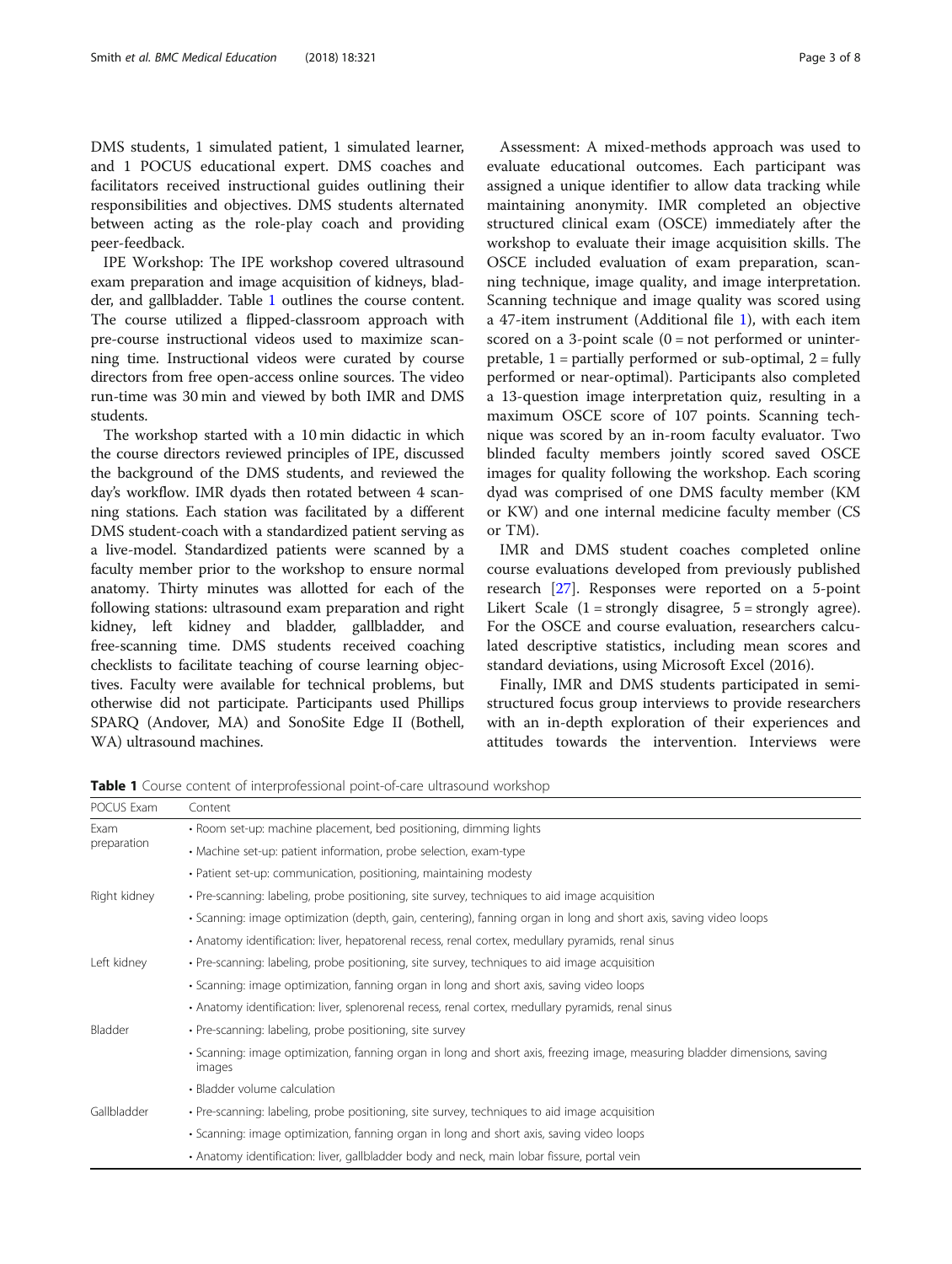DMS students, 1 simulated patient, 1 simulated learner, and 1 POCUS educational expert. DMS coaches and facilitators received instructional guides outlining their responsibilities and objectives. DMS students alternated between acting as the role-play coach and providing peer-feedback.

IPE Workshop: The IPE workshop covered ultrasound exam preparation and image acquisition of kidneys, bladder, and gallbladder. Table 1 outlines the course content. The course utilized a flipped-classroom approach with pre-course instructional videos used to maximize scanning time. Instructional videos were curated by course directors from free open-access online sources. The video run-time was 30 min and viewed by both IMR and DMS students.

The workshop started with a 10 min didactic in which the course directors reviewed principles of IPE, discussed the background of the DMS students, and reviewed the day's workflow. IMR dyads then rotated between 4 scanning stations. Each station was facilitated by a different DMS student-coach with a standardized patient serving as a live-model. Standardized patients were scanned by a faculty member prior to the workshop to ensure normal anatomy. Thirty minutes was allotted for each of the following stations: ultrasound exam preparation and right kidney, left kidney and bladder, gallbladder, and free-scanning time. DMS students received coaching checklists to facilitate teaching of course learning objectives. Faculty were available for technical problems, but otherwise did not participate. Participants used Phillips SPARQ (Andover, MA) and SonoSite Edge II (Bothell, WA) ultrasound machines.

Assessment: A mixed-methods approach was used to evaluate educational outcomes. Each participant was assigned a unique identifier to allow data tracking while maintaining anonymity. IMR completed an objective structured clinical exam (OSCE) immediately after the workshop to evaluate their image acquisition skills. The OSCE included evaluation of exam preparation, scanning technique, image quality, and image interpretation. Scanning technique and image quality was scored using a 47-item instrument (Additional file 1), with each item scored on a 3-point scale (0 = not performed or uninterpretable, 1 = partially performed or sub-optimal, 2 = fully performed or near-optimal). Participants also completed a 13-question image interpretation quiz, resulting in a maximum OSCE score of 107 points. Scanning technique was scored by an in-room faculty evaluator. Two blinded faculty members jointly scored saved OSCE images for quality following the workshop. Each scoring dyad was comprised of one DMS faculty member (KM or KW) and one internal medicine faculty member (CS or TM).

IMR and DMS student coaches completed online course evaluations developed from previously published research [27]. Responses were reported on a 5-point Likert Scale (1 = strongly disagree, 5 = strongly agree). For the OSCE and course evaluation, researchers calculated descriptive statistics, including mean scores and standard deviations, using Microsoft Excel (2016).

Finally, IMR and DMS students participated in semi-structured focus group interviews to provide researchers with an in-depth exploration of their experiences and attitudes towards the intervention. Interviews were

**Table 1** Course content of interprofessional point-of-care ultrasound workshop

| POCUS Exam | Content |
|---|---|
| Exam preparation | • Room set-up: machine placement, bed positioning, dimming lights |
| | • Machine set-up: patient information, probe selection, exam-type |
| | • Patient set-up: communication, positioning, maintaining modesty |
| Right kidney | • Pre-scanning: labeling, probe positioning, site survey, techniques to aid image acquisition |
| | • Scanning: image optimization (depth, gain, centering), fanning organ in long and short axis, saving video loops |
| | • Anatomy identification: liver, hepatorenal recess, renal cortex, medullary pyramids, renal sinus |
| Left kidney | • Pre-scanning: labeling, probe positioning, site survey, techniques to aid image acquisition |
| | • Scanning: image optimization, fanning organ in long and short axis, saving video loops |
| | • Anatomy identification: liver, splenorenal recess, renal cortex, medullary pyramids, renal sinus |
| Bladder | • Pre-scanning: labeling, probe positioning, site survey |
| | • Scanning: image optimization, fanning organ in long and short axis, freezing image, measuring bladder dimensions, saving images |
| | • Bladder volume calculation |
| Gallbladder | • Pre-scanning: labeling, probe positioning, site survey, techniques to aid image acquisition |
| | • Scanning: image optimization, fanning organ in long and short axis, saving video loops |
| | • Anatomy identification: liver, gallbladder body and neck, main lobar fissure, portal vein |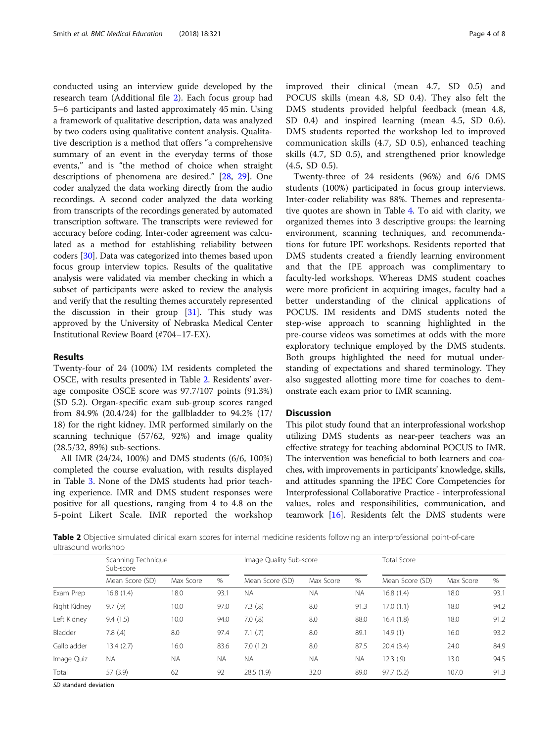conducted using an interview guide developed by the research team (Additional file 2). Each focus group had 5–6 participants and lasted approximately 45 min. Using a framework of qualitative description, data was analyzed by two coders using qualitative content analysis. Qualitative description is a method that offers "a comprehensive summary of an event in the everyday terms of those events," and is "the method of choice when straight descriptions of phenomena are desired." [28, 29]. One coder analyzed the data working directly from the audio recordings. A second coder analyzed the data working from transcripts of the recordings generated by automated transcription software. The transcripts were reviewed for accuracy before coding. Inter-coder agreement was calculated as a method for establishing reliability between coders [30]. Data was categorized into themes based upon focus group interview topics. Results of the qualitative analysis were validated via member checking in which a subset of participants were asked to review the analysis and verify that the resulting themes accurately represented the discussion in their group [31]. This study was approved by the University of Nebraska Medical Center Institutional Review Board (#704–17-EX).

## Results

Twenty-four of 24 (100%) IM residents completed the OSCE, with results presented in Table 2. Residents' average composite OSCE score was 97.7/107 points (91.3%) (SD 5.2). Organ-specific exam sub-group scores ranged from 84.9% (20.4/24) for the gallbladder to 94.2% (17/18) for the right kidney. IMR performed similarly on the scanning technique (57/62, 92%) and image quality (28.5/32, 89%) sub-sections.

All IMR (24/24, 100%) and DMS students (6/6, 100%) completed the course evaluation, with results displayed in Table 3. None of the DMS students had prior teaching experience. IMR and DMS student responses were positive for all questions, ranging from 4 to 4.8 on the 5-point Likert Scale. IMR reported the workshop improved their clinical (mean 4.7, SD 0.5) and POCUS skills (mean 4.8, SD 0.4). They also felt the DMS students provided helpful feedback (mean 4.8, SD 0.4) and inspired learning (mean 4.5, SD 0.6). DMS students reported the workshop led to improved communication skills (4.7, SD 0.5), enhanced teaching skills (4.7, SD 0.5), and strengthened prior knowledge (4.5, SD 0.5).

Twenty-three of 24 residents (96%) and 6/6 DMS students (100%) participated in focus group interviews. Inter-coder reliability was 88%. Themes and representative quotes are shown in Table 4. To aid with clarity, we organized themes into 3 descriptive groups: the learning environment, scanning techniques, and recommendations for future IPE workshops. Residents reported that DMS students created a friendly learning environment and that the IPE approach was complimentary to faculty-led workshops. Whereas DMS student coaches were more proficient in acquiring images, faculty had a better understanding of the clinical applications of POCUS. IM residents and DMS students noted the step-wise approach to scanning highlighted in the pre-course videos was sometimes at odds with the more exploratory technique employed by the DMS students. Both groups highlighted the need for mutual understanding of expectations and shared terminology. They also suggested allotting more time for coaches to demonstrate each exam prior to IMR scanning.

## Discussion

This pilot study found that an interprofessional workshop utilizing DMS students as near-peer teachers was an effective strategy for teaching abdominal POCUS to IMR. The intervention was beneficial to both learners and coaches, with improvements in participants' knowledge, skills, and attitudes spanning the IPEC Core Competencies for Interprofessional Collaborative Practice - interprofessional values, roles and responsibilities, communication, and teamwork [16]. Residents felt the DMS students were

**Table 2** Objective simulated clinical exam scores for internal medicine residents following an interprofessional point-of-care ultrasound workshop

| | Scanning Technique Sub-score | | | Image Quality Sub-score | | | Total Score | | |
|---|---|---|---|---|---|---|---|---|---|
| | Mean Score (SD) | Max Score | % | Mean Score (SD) | Max Score | % | Mean Score (SD) | Max Score | % |
| Exam Prep | 16.8 (1.4) | 18.0 | 93.1 | NA | NA | NA | 16.8 (1.4) | 18.0 | 93.1 |
| Right Kidney | 9.7 (.9) | 10.0 | 97.0 | 7.3 (.8) | 8.0 | 91.3 | 17.0 (1.1) | 18.0 | 94.2 |
| Left Kidney | 9.4 (1.5) | 10.0 | 94.0 | 7.0 (.8) | 8.0 | 88.0 | 16.4 (1.8) | 18.0 | 91.2 |
| Bladder | 7.8 (.4) | 8.0 | 97.4 | 7.1 (.7) | 8.0 | 89.1 | 14.9 (1) | 16.0 | 93.2 |
| Gallbladder | 13.4 (2.7) | 16.0 | 83.6 | 7.0 (1.2) | 8.0 | 87.5 | 20.4 (3.4) | 24.0 | 84.9 |
| Image Quiz | NA | NA | NA | NA | NA | NA | 12.3 (.9) | 13.0 | 94.5 |
| Total | 57 (3.9) | 62 | 92 | 28.5 (1.9) | 32.0 | 89.0 | 97.7 (5.2) | 107.0 | 91.3 |

*SD* standard deviation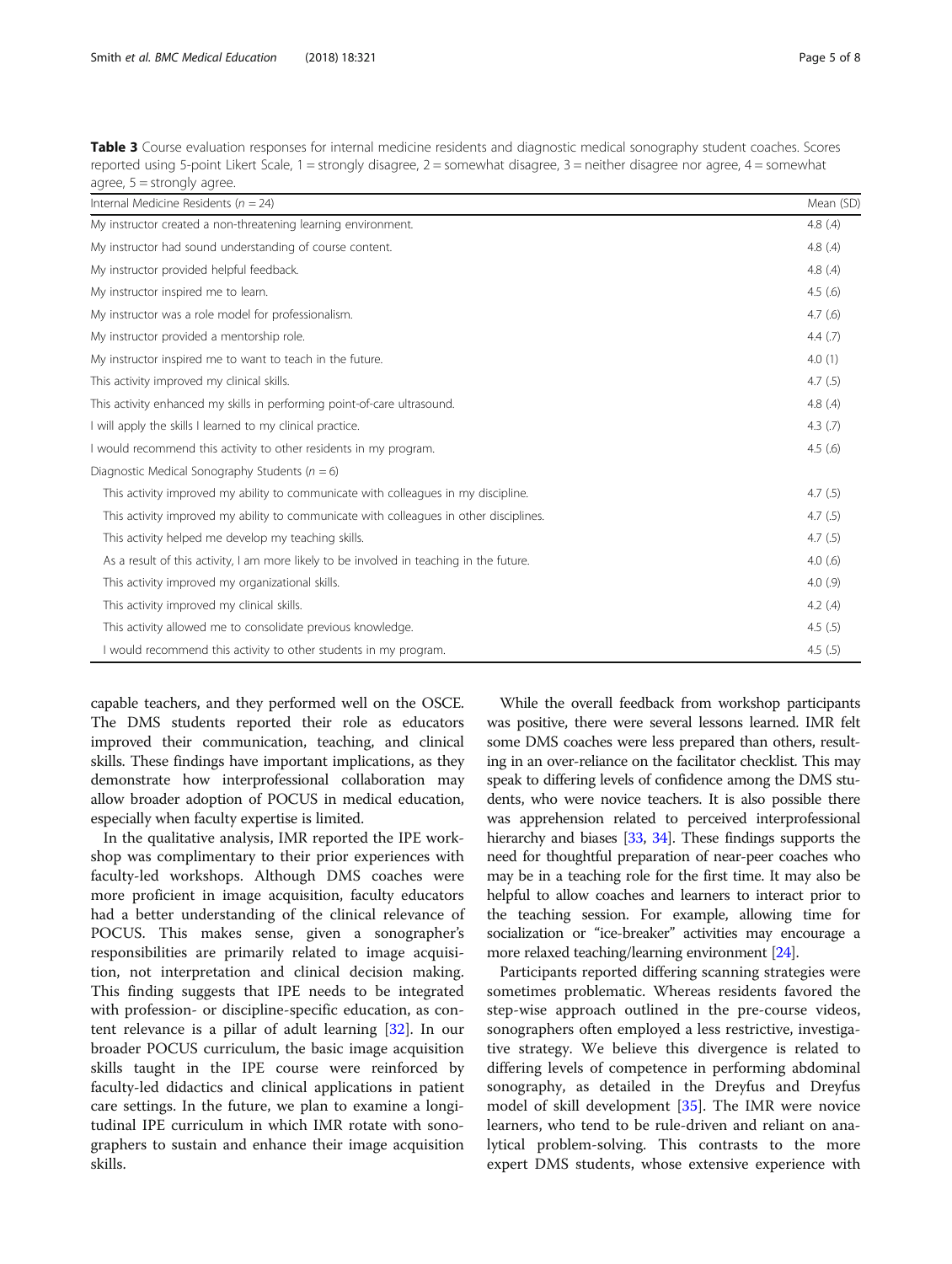**Table 3** Course evaluation responses for internal medicine residents and diagnostic medical sonography student coaches. Scores reported using 5-point Likert Scale, 1 = strongly disagree, 2 = somewhat disagree, 3 = neither disagree nor agree, 4 = somewhat agree, 5 = strongly agree.

| Internal Medicine Residents ($n$ = 24) | Mean (SD) |
|---|---|
| My instructor created a non-threatening learning environment. | 4.8 (.4) |
| My instructor had sound understanding of course content. | 4.8 (.4) |
| My instructor provided helpful feedback. | 4.8 (.4) |
| My instructor inspired me to learn. | 4.5 (.6) |
| My instructor was a role model for professionalism. | 4.7 (.6) |
| My instructor provided a mentorship role. | 4.4 (.7) |
| My instructor inspired me to want to teach in the future. | 4.0 (1) |
| This activity improved my clinical skills. | 4.7 (.5) |
| This activity enhanced my skills in performing point-of-care ultrasound. | 4.8 (.4) |
| I will apply the skills I learned to my clinical practice. | 4.3 (.7) |
| I would recommend this activity to other residents in my program. | 4.5 (.6) |
| Diagnostic Medical Sonography Students ($n$ = 6) | |
| This activity improved my ability to communicate with colleagues in my discipline. | 4.7 (.5) |
| This activity improved my ability to communicate with colleagues in other disciplines. | 4.7 (.5) |
| This activity helped me develop my teaching skills. | 4.7 (.5) |
| As a result of this activity, I am more likely to be involved in teaching in the future. | 4.0 (.6) |
| This activity improved my organizational skills. | 4.0 (.9) |
| This activity improved my clinical skills. | 4.2 (.4) |
| This activity allowed me to consolidate previous knowledge. | 4.5 (.5) |
| I would recommend this activity to other students in my program. | 4.5 (.5) |

capable teachers, and they performed well on the OSCE. The DMS students reported their role as educators improved their communication, teaching, and clinical skills. These findings have important implications, as they demonstrate how interprofessional collaboration may allow broader adoption of POCUS in medical education, especially when faculty expertise is limited.

In the qualitative analysis, IMR reported the IPE workshop was complimentary to their prior experiences with faculty-led workshops. Although DMS coaches were more proficient in image acquisition, faculty educators had a better understanding of the clinical relevance of POCUS. This makes sense, given a sonographer's responsibilities are primarily related to image acquisition, not interpretation and clinical decision making. This finding suggests that IPE needs to be integrated with profession- or discipline-specific education, as content relevance is a pillar of adult learning [32]. In our broader POCUS curriculum, the basic image acquisition skills taught in the IPE course were reinforced by faculty-led didactics and clinical applications in patient care settings. In the future, we plan to examine a longitudinal IPE curriculum in which IMR rotate with sonographers to sustain and enhance their image acquisition skills.

While the overall feedback from workshop participants was positive, there were several lessons learned. IMR felt some DMS coaches were less prepared than others, resulting in an over-reliance on the facilitator checklist. This may speak to differing levels of confidence among the DMS students, who were novice teachers. It is also possible there was apprehension related to perceived interprofessional hierarchy and biases [33, 34]. These findings supports the need for thoughtful preparation of near-peer coaches who may be in a teaching role for the first time. It may also be helpful to allow coaches and learners to interact prior to the teaching session. For example, allowing time for socialization or "ice-breaker" activities may encourage a more relaxed teaching/learning environment [24].

Participants reported differing scanning strategies were sometimes problematic. Whereas residents favored the step-wise approach outlined in the pre-course videos, sonographers often employed a less restrictive, investigative strategy. We believe this divergence is related to differing levels of competence in performing abdominal sonography, as detailed in the Dreyfus and Dreyfus model of skill development [35]. The IMR were novice learners, who tend to be rule-driven and reliant on analytical problem-solving. This contrasts to the more expert DMS students, whose extensive experience with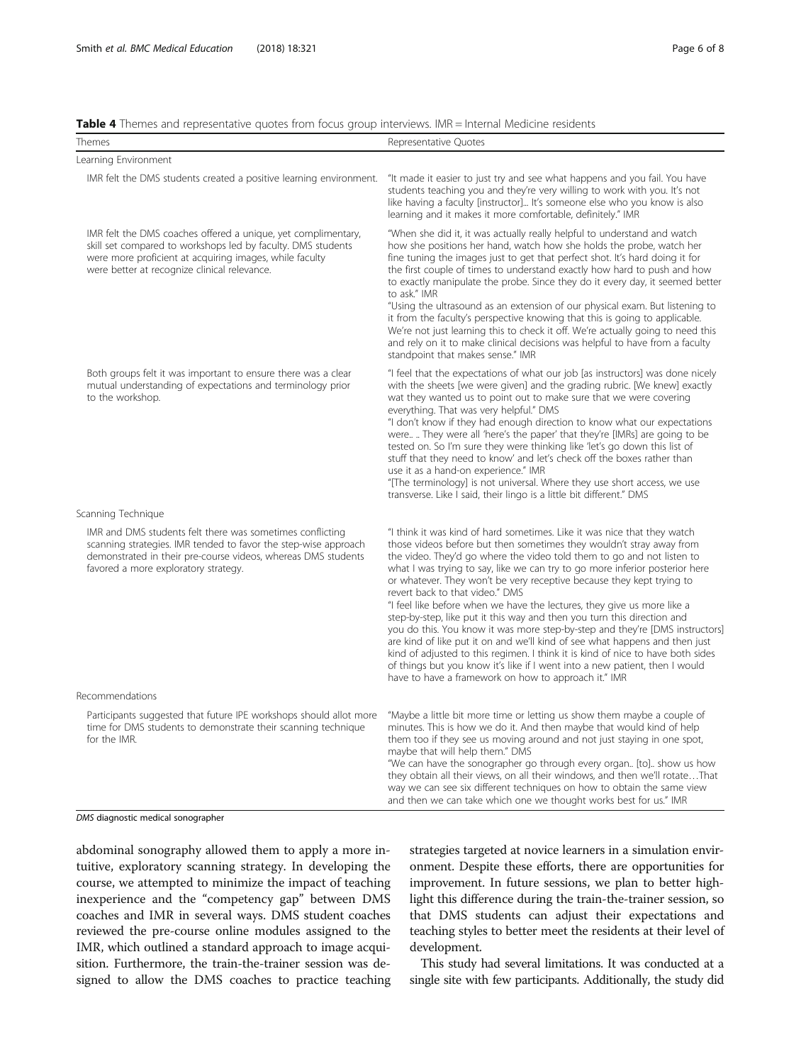**Table 4** Themes and representative quotes from focus group interviews. IMR = Internal Medicine residents

| Themes | Representative Quotes |
|---|---|
| Learning Environment | |
| IMR felt the DMS students created a positive learning environment. | "It made it easier to just try and see what happens and you fail. You have students teaching you and they're very willing to work with you. It's not like having a faculty [instructor]... It's someone else who you know is also learning and it makes it more comfortable, definitely." IMR |
| IMR felt the DMS coaches offered a unique, yet complimentary, skill set compared to workshops led by faculty. DMS students were more proficient at acquiring images, while faculty were better at recognize clinical relevance. | "When she did it, it was actually really helpful to understand and watch how she positions her hand, watch how she holds the probe, watch her fine tuning the images just to get that perfect shot. It's hard doing it for the first couple of times to understand exactly how hard to push and how to exactly manipulate the probe. Since they do it every day, it seemed better to ask." IMR<br>"Using the ultrasound as an extension of our physical exam. But listening to it from the faculty's perspective knowing that this is going to applicable. We're not just learning this to check it off. We're actually going to need this and rely on it to make clinical decisions was helpful to have from a faculty standpoint that makes sense." IMR |
| Both groups felt it was important to ensure there was a clear mutual understanding of expectations and terminology prior to the workshop. | "I feel that the expectations of what our job [as instructors] was done nicely with the sheets [we were given] and the grading rubric. [We knew] exactly wat they wanted us to point out to make sure that we were covering everything. That was very helpful." DMS<br>"I don't know if they had enough direction to know what our expectations were.. .. They were all 'here's the paper' that they're [IMRs] are going to be tested on. So I'm sure they were thinking like 'let's go down this list of stuff that they need to know' and let's check off the boxes rather than use it as a hand-on experience." IMR<br>"[The terminology] is not universal. Where they use short access, we use transverse. Like I said, their lingo is a little bit different." DMS |
| Scanning Technique | |
| IMR and DMS students felt there was sometimes conflicting scanning strategies. IMR tended to favor the step-wise approach demonstrated in their pre-course videos, whereas DMS students favored a more exploratory strategy. | "I think it was kind of hard sometimes. Like it was nice that they watch those videos before but then sometimes they wouldn't stray away from the video. They'd go where the video told them to go and not listen to what I was trying to say, like we can try to go more inferior posterior here or whatever. They won't be very receptive because they kept trying to revert back to that video." DMS<br>"I feel like before when we have the lectures, they give us more like a step-by-step, like put it this way and then you turn this direction and you do this. You know it was more step-by-step and they're [DMS instructors] are kind of like put it on and we'll kind of see what happens and then just kind of adjusted to this regimen. I think it is kind of nice to have both sides of things but you know it's like if I went into a new patient, then I would have to have a framework on how to approach it." IMR |
| Recommendations | |
| Participants suggested that future IPE workshops should allot more time for DMS students to demonstrate their scanning technique for the IMR. | "Maybe a little bit more time or letting us show them maybe a couple of minutes. This is how we do it. And then maybe that would kind of help them too if they see us moving around and not just staying in one spot, maybe that will help them." DMS<br>"We can have the sonographer go through every organ.. [to].. show us how they obtain all their views, on all their windows, and then we'll rotate…That way we can see six different techniques on how to obtain the same view and then we can take which one we thought works best for us." IMR |

*DMS* diagnostic medical sonographer

abdominal sonography allowed them to apply a more intuitive, exploratory scanning strategy. In developing the course, we attempted to minimize the impact of teaching inexperience and the "competency gap" between DMS coaches and IMR in several ways. DMS student coaches reviewed the pre-course online modules assigned to the IMR, which outlined a standard approach to image acquisition. Furthermore, the train-the-trainer session was designed to allow the DMS coaches to practice teaching strategies targeted at novice learners in a simulation environment. Despite these efforts, there are opportunities for improvement. In future sessions, we plan to better highlight this difference during the train-the-trainer session, so that DMS students can adjust their expectations and teaching styles to better meet the residents at their level of development.

This study had several limitations. It was conducted at a single site with few participants. Additionally, the study did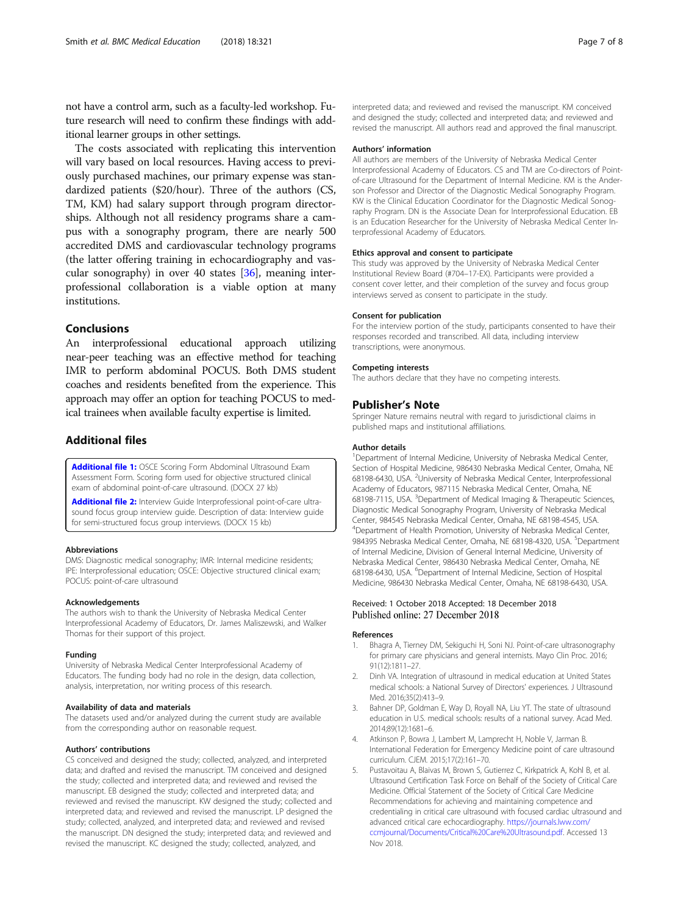not have a control arm, such as a faculty-led workshop. Future research will need to confirm these findings with additional learner groups in other settings.

The costs associated with replicating this intervention will vary based on local resources. Having access to previously purchased machines, our primary expense was standardized patients ($20/hour). Three of the authors (CS, TM, KM) had salary support through program directorships. Although not all residency programs share a campus with a sonography program, there are nearly 500 accredited DMS and cardiovascular technology programs (the latter offering training in echocardiography and vascular sonography) in over 40 states [36], meaning interprofessional collaboration is a viable option at many institutions.

## Conclusions

An interprofessional educational approach utilizing near-peer teaching was an effective method for teaching IMR to perform abdominal POCUS. Both DMS student coaches and residents benefited from the experience. This approach may offer an option for teaching POCUS to medical trainees when available faculty expertise is limited.

## Additional files

**Additional file 1:** OSCE Scoring Form Abdominal Ultrasound Exam Assessment Form. Scoring form used for objective structured clinical exam of abdominal point-of-care ultrasound. (DOCX 27 kb)

**Additional file 2:** Interview Guide Interprofessional point-of-care ultrasound focus group interview guide. Description of data: Interview guide for semi-structured focus group interviews. (DOCX 15 kb)

### Abbreviations

DMS: Diagnostic medical sonography; IMR: Internal medicine residents; IPE: Interprofessional education; OSCE: Objective structured clinical exam; POCUS: point-of-care ultrasound

### Acknowledgements

The authors wish to thank the University of Nebraska Medical Center Interprofessional Academy of Educators, Dr. James Maliszewski, and Walker Thomas for their support of this project.

### Funding

University of Nebraska Medical Center Interprofessional Academy of Educators. The funding body had no role in the design, data collection, analysis, interpretation, nor writing process of this research.

### Availability of data and materials

The datasets used and/or analyzed during the current study are available from the corresponding author on reasonable request.

### Authors' contributions

CS conceived and designed the study; collected, analyzed, and interpreted data; and drafted and revised the manuscript. TM conceived and designed the study; collected and interpreted data; and reviewed and revised the manuscript. EB designed the study; collected and interpreted data; and reviewed and revised the manuscript. KW designed the study; collected and interpreted data; and reviewed and revised the manuscript. LP designed the study; collected, analyzed, and interpreted data; and reviewed and revised the manuscript. DN designed the study; interpreted data; and reviewed and revised the manuscript. KC designed the study; collected, analyzed, and interpreted data; and reviewed and revised the manuscript. KM conceived and designed the study; collected and interpreted data; and reviewed and revised the manuscript. All authors read and approved the final manuscript.

### Authors' information

All authors are members of the University of Nebraska Medical Center Interprofessional Academy of Educators. CS and TM are Co-directors of Point-of-care Ultrasound for the Department of Internal Medicine. KM is the Anderson Professor and Director of the Diagnostic Medical Sonography Program. KW is the Clinical Education Coordinator for the Diagnostic Medical Sonography Program. DN is the Associate Dean for Interprofessional Education. EB is an Education Researcher for the University of Nebraska Medical Center Interprofessional Academy of Educators.

### Ethics approval and consent to participate

This study was approved by the University of Nebraska Medical Center Institutional Review Board (#704–17-EX). Participants were provided a consent cover letter, and their completion of the survey and focus group interviews served as consent to participate in the study.

### Consent for publication

For the interview portion of the study, participants consented to have their responses recorded and transcribed. All data, including interview transcriptions, were anonymous.

### Competing interests

The authors declare that they have no competing interests.

## Publisher's Note

Springer Nature remains neutral with regard to jurisdictional claims in published maps and institutional affiliations.

### Author details

[1]Department of Internal Medicine, University of Nebraska Medical Center, Section of Hospital Medicine, 986430 Nebraska Medical Center, Omaha, NE 68198-6430, USA. [2]University of Nebraska Medical Center, Interprofessional Academy of Educators, 987115 Nebraska Medical Center, Omaha, NE 68198-7115, USA. [3]Department of Medical Imaging & Therapeutic Sciences, Diagnostic Medical Sonography Program, University of Nebraska Medical Center, 984545 Nebraska Medical Center, Omaha, NE 68198-4545, USA. [4]Department of Health Promotion, University of Nebraska Medical Center, 984395 Nebraska Medical Center, Omaha, NE 68198-4320, USA. [5]Department of Internal Medicine, Division of General Internal Medicine, University of Nebraska Medical Center, 986430 Nebraska Medical Center, Omaha, NE 68198-6430, USA. [6]Department of Internal Medicine, Section of Hospital Medicine, 986430 Nebraska Medical Center, Omaha, NE 68198-6430, USA.

Received: 1 October 2018 Accepted: 18 December 2018
Published online: 27 December 2018

### References

1. Bhagra A, Tierney DM, Sekiguchi H, Soni NJ. Point-of-care ultrasonography for primary care physicians and general internists. Mayo Clin Proc. 2016; 91(12):1811–27.
2. Dinh VA. Integration of ultrasound in medical education at United States medical schools: a National Survey of Directors' experiences. J Ultrasound Med. 2016;35(2):413–9.
3. Bahner DP, Goldman E, Way D, Royall NA, Liu YT. The state of ultrasound education in U.S. medical schools: results of a national survey. Acad Med. 2014;89(12):1681–6.
4. Atkinson P, Bowra J, Lambert M, Lamprecht H, Noble V, Jarman B. International Federation for Emergency Medicine point of care ultrasound curriculum. CJEM. 2015;17(2):161–70.
5. Pustavoitau A, Blaivas M, Brown S, Gutierrez C, Kirkpatrick A, Kohl B, et al. Ultrasound Certification Task Force on Behalf of the Society of Critical Care Medicine. Official Statement of the Society of Critical Care Medicine Recommendations for achieving and maintaining competence and credentialing in critical care ultrasound with focused cardiac ultrasound and advanced critical care echocardiography. https://journals.lww.com/ccmjournal/Documents/Critical%20Care%20Ultrasound.pdf. Accessed 13 Nov 2018.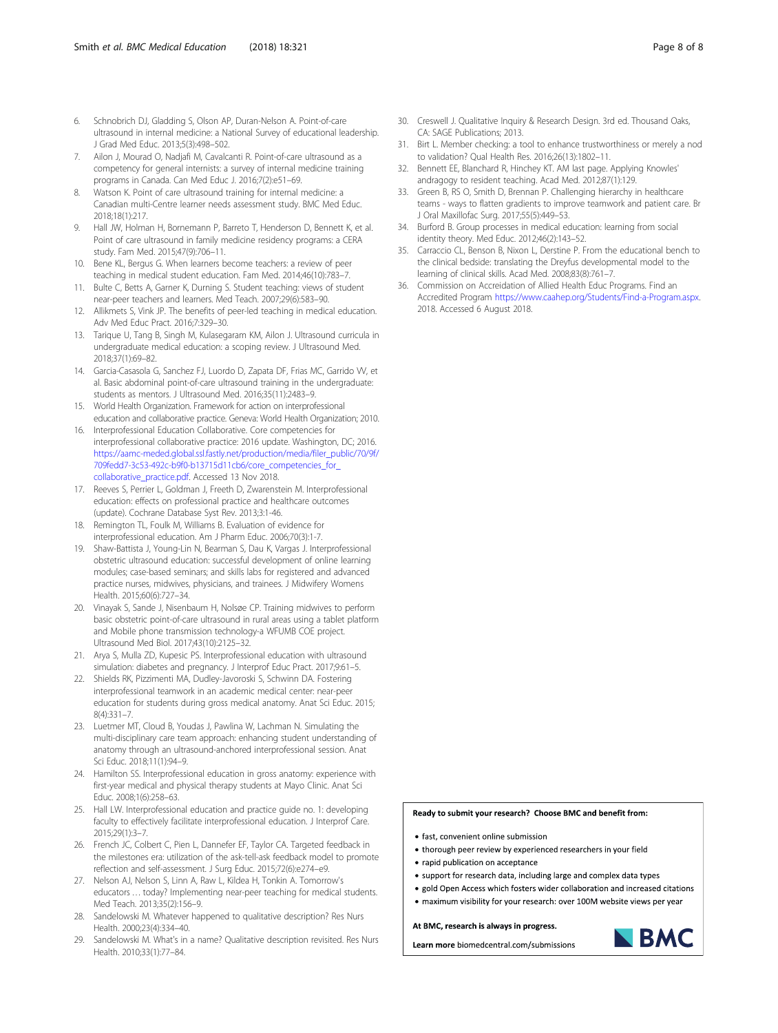6. Schnobrich DJ, Gladding S, Olson AP, Duran-Nelson A. Point-of-care ultrasound in internal medicine: a National Survey of educational leadership. J Grad Med Educ. 2013;5(3):498–502.
7. Ailon J, Mourad O, Nadjafi M, Cavalcanti R. Point-of-care ultrasound as a competency for general internists: a survey of internal medicine training programs in Canada. Can Med Educ J. 2016;7(2):e51–69.
8. Watson K. Point of care ultrasound training for internal medicine: a Canadian multi-Centre learner needs assessment study. BMC Med Educ. 2018;18(1):217.
9. Hall JW, Holman H, Bornemann P, Barreto T, Henderson D, Bennett K, et al. Point of care ultrasound in family medicine residency programs: a CERA study. Fam Med. 2015;47(9):706–11.
10. Bene KL, Bergus G. When learners become teachers: a review of peer teaching in medical student education. Fam Med. 2014;46(10):783–7.
11. Bulte C, Betts A, Garner K, Durning S. Student teaching: views of student near-peer teachers and learners. Med Teach. 2007;29(6):583–90.
12. Allikmets S, Vink JP. The benefits of peer-led teaching in medical education. Adv Med Educ Pract. 2016;7:329–30.
13. Tarique U, Tang B, Singh M, Kulasegaram KM, Ailon J. Ultrasound curricula in undergraduate medical education: a scoping review. J Ultrasound Med. 2018;37(1):69–82.
14. Garcia-Casasola G, Sanchez FJ, Luordo D, Zapata DF, Frias MC, Garrido VV, et al. Basic abdominal point-of-care ultrasound training in the undergraduate: students as mentors. J Ultrasound Med. 2016;35(11):2483–9.
15. World Health Organization. Framework for action on interprofessional education and collaborative practice. Geneva: World Health Organization; 2010.
16. Interprofessional Education Collaborative. Core competencies for interprofessional collaborative practice: 2016 update. Washington, DC; 2016. https://aamc-meded.global.ssl.fastly.net/production/media/filer_public/70/9f/709fedd7-3c53-492c-b9f0-b13715d11cb6/core_competencies_for_collaborative_practice.pdf. Accessed 13 Nov 2018.
17. Reeves S, Perrier L, Goldman J, Freeth D, Zwarenstein M. Interprofessional education: effects on professional practice and healthcare outcomes (update). Cochrane Database Syst Rev. 2013;3:1-46.
18. Remington TL, Foulk M, Williams B. Evaluation of evidence for interprofessional education. Am J Pharm Educ. 2006;70(3):1-7.
19. Shaw-Battista J, Young-Lin N, Bearman S, Dau K, Vargas J. Interprofessional obstetric ultrasound education: successful development of online learning modules; case-based seminars; and skills labs for registered and advanced practice nurses, midwives, physicians, and trainees. J Midwifery Womens Health. 2015;60(6):727–34.
20. Vinayak S, Sande J, Nisenbaum H, Nolsøe CP. Training midwives to perform basic obstetric point-of-care ultrasound in rural areas using a tablet platform and Mobile phone transmission technology-a WFUMB COE project. Ultrasound Med Biol. 2017;43(10):2125–32.
21. Arya S, Mulla ZD, Kupesic PS. Interprofessional education with ultrasound simulation: diabetes and pregnancy. J Interprof Educ Pract. 2017;9:61–5.
22. Shields RK, Pizzimenti MA, Dudley-Javoroski S, Schwinn DA. Fostering interprofessional teamwork in an academic medical center: near-peer education for students during gross medical anatomy. Anat Sci Educ. 2015;8(4):331–7.
23. Luetmer MT, Cloud B, Youdas J, Pawlina W, Lachman N. Simulating the multi-disciplinary care team approach: enhancing student understanding of anatomy through an ultrasound-anchored interprofessional session. Anat Sci Educ. 2018;11(1):94–9.
24. Hamilton SS. Interprofessional education in gross anatomy: experience with first-year medical and physical therapy students at Mayo Clinic. Anat Sci Educ. 2008;1(6):258–63.
25. Hall LW. Interprofessional education and practice guide no. 1: developing faculty to effectively facilitate interprofessional education. J Interprof Care. 2015;29(1):3–7.
26. French JC, Colbert C, Pien L, Dannefer EF, Taylor CA. Targeted feedback in the milestones era: utilization of the ask-tell-ask feedback model to promote reflection and self-assessment. J Surg Educ. 2015;72(6):e274–e9.
27. Nelson AJ, Nelson S, Linn A, Raw L, Kildea H, Tonkin A. Tomorrow's educators … today? Implementing near-peer teaching for medical students. Med Teach. 2013;35(2):156–9.
28. Sandelowski M. Whatever happened to qualitative description? Res Nurs Health. 2000;23(4):334–40.
29. Sandelowski M. What's in a name? Qualitative description revisited. Res Nurs Health. 2010;33(1):77–84.
30. Creswell J. Qualitative Inquiry & Research Design. 3rd ed. Thousand Oaks, CA: SAGE Publications; 2013.
31. Birt L. Member checking: a tool to enhance trustworthiness or merely a nod to validation? Qual Health Res. 2016;26(13):1802–11.
32. Bennett EE, Blanchard R, Hinchey KT. AM last page. Applying Knowles' andragogy to resident teaching. Acad Med. 2012;87(1):129.
33. Green B, RS O, Smith D, Brennan P. Challenging hierarchy in healthcare teams - ways to flatten gradients to improve teamwork and patient care. Br J Oral Maxillofac Surg. 2017;55(5):449–53.
34. Burford B. Group processes in medical education: learning from social identity theory. Med Educ. 2012;46(2):143–52.
35. Carraccio CL, Benson B, Nixon L, Derstine P. From the educational bench to the clinical bedside: translating the Dreyfus developmental model to the learning of clinical skills. Acad Med. 2008;83(8):761–7.
36. Commission on Accreidation of Allied Health Educ Programs. Find an Accredited Program https://www.caahep.org/Students/Find-a-Program.aspx. 2018. Accessed 6 August 2018.

**Ready to submit your research? Choose BMC and benefit from:**

- fast, convenient online submission
- thorough peer review by experienced researchers in your field
- rapid publication on acceptance
- support for research data, including large and complex data types
- gold Open Access which fosters wider collaboration and increased citations
- maximum visibility for your research: over 100M website views per year

**At BMC, research is always in progress.**

**Learn more** biomedcentral.com/submissions

BMC